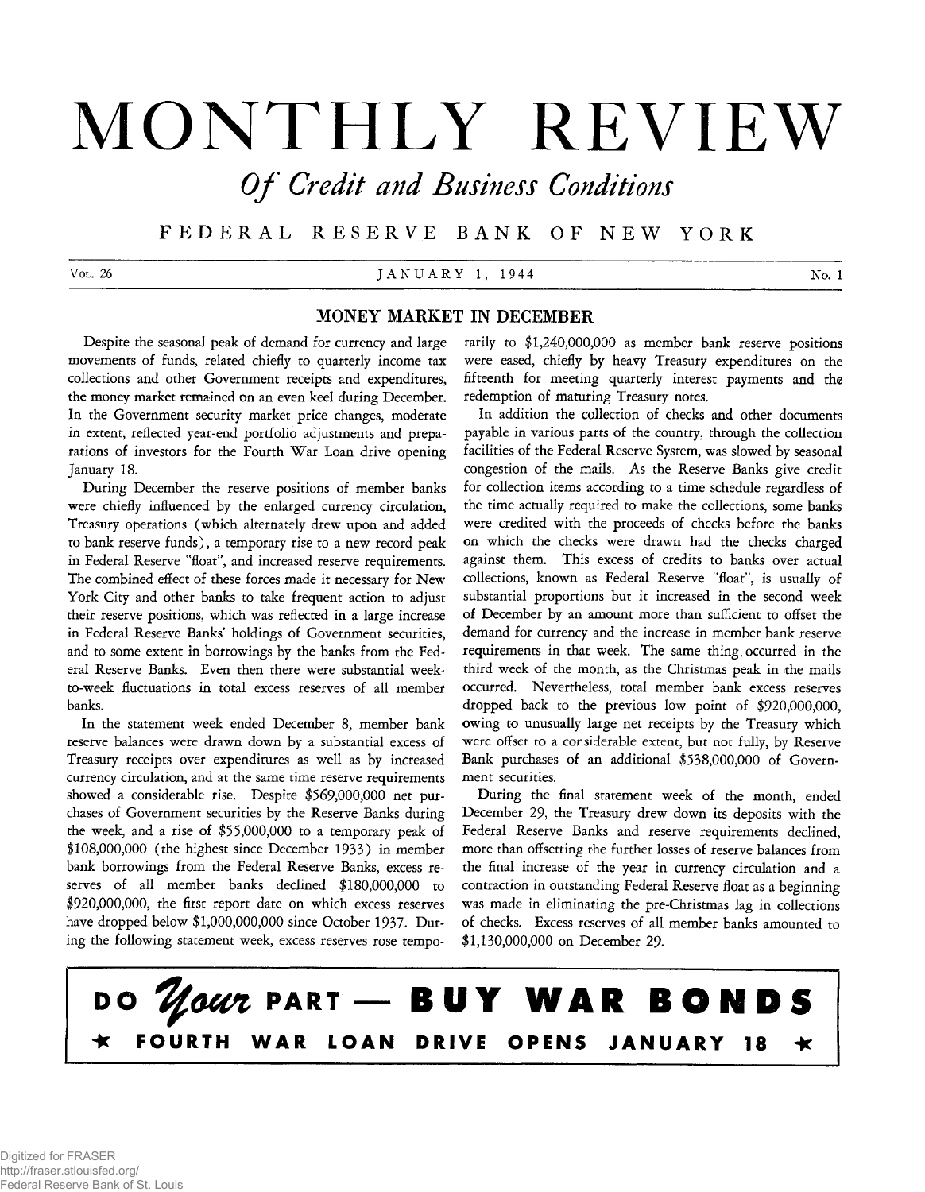# MONTHLY REVIEW

## *Of Credit and Business Conditions*

FEDERAL RESERVE BANK OF NEW YORK

Vol. 26 — JANUARY 1, 1944 — No. 1

## MONEY MARKET IN DECEMBER

Despite the seasonal peak of demand for currency and large movements of funds, related chiefly to quarterly income tax collections and other Government receipts and expenditures, the money market remained on an even keel during December. In the Government security market price changes, moderate in extent, reflected year-end portfolio adjustments and preparations of investors for the Fourth War Loan drive opening January 18.

During December the reserve positions of member banks were chiefly influenced by the enlarged currency circulation, Treasury operations (which alternately drew upon and added to bank reserve funds), a temporary rise to a new record peak in Federal Reserve "float", and increased reserve requirements. The combined effect of these forces made it necessary for New York City and other banks to take frequent action to adjust their reserve positions, which was reflected in a large increase in Federal Reserve Banks' holdings of Government securities, and to some extent in borrowings by the banks from the Federal Reserve Banks. Even then there were substantial week-to-week fluctuations in total excess reserves of all member banks.

In the statement week ended December 8, member bank reserve balances were drawn down by a substantial excess of Treasury receipts over expenditures as well as by increased currency circulation, and at the same time reserve requirements showed a considerable rise. Despite $569,000,000 net purchases of Government securities by the Reserve Banks during the week, and a rise of $55,000,000 to a temporary peak of $108,000,000 (the highest since December 1933) in member bank borrowings from the Federal Reserve Banks, excess reserves of all member banks declined $180,000,000 to $920,000,000, the first report date on which excess reserves have dropped below $1,000,000,000 since October 1937. During the following statement week, excess reserves rose temporarily to $1,240,000,000 as member bank reserve positions were eased, chiefly by heavy Treasury expenditures on the fifteenth for meeting quarterly interest payments and the redemption of maturing Treasury notes.

In addition the collection of checks and other documents payable in various parts of the country, through the collection facilities of the Federal Reserve System, was slowed by seasonal congestion of the mails. As the Reserve Banks give credit for collection items according to a time schedule regardless of the time actually required to make the collections, some banks were credited with the proceeds of checks before the banks on which the checks were drawn had the checks charged against them. This excess of credits to banks over actual collections, known as Federal Reserve "float", is usually of substantial proportions but it increased in the second week of December by an amount more than sufficient to offset the demand for currency and the increase in member bank reserve requirements in that week. The same thing occurred in the third week of the month, as the Christmas peak in the mails occurred. Nevertheless, total member bank excess reserves dropped back to the previous low point of $920,000,000, owing to unusually large net receipts by the Treasury which were offset to a considerable extent, but not fully, by Reserve Bank purchases of an additional $538,000,000 of Government securities.

During the final statement week of the month, ended December 29, the Treasury drew down its deposits with the Federal Reserve Banks and reserve requirements declined, more than offsetting the further losses of reserve balances from the final increase of the year in currency circulation and a contraction in outstanding Federal Reserve float as a beginning was made in eliminating the pre-Christmas lag in collections of checks. Excess reserves of all member banks amounted to $1,130,000,000 on December 29.

**DO *Your* PART — BUY WAR BONDS**

**★ FOURTH WAR LOAN DRIVE OPENS JANUARY 18 ★**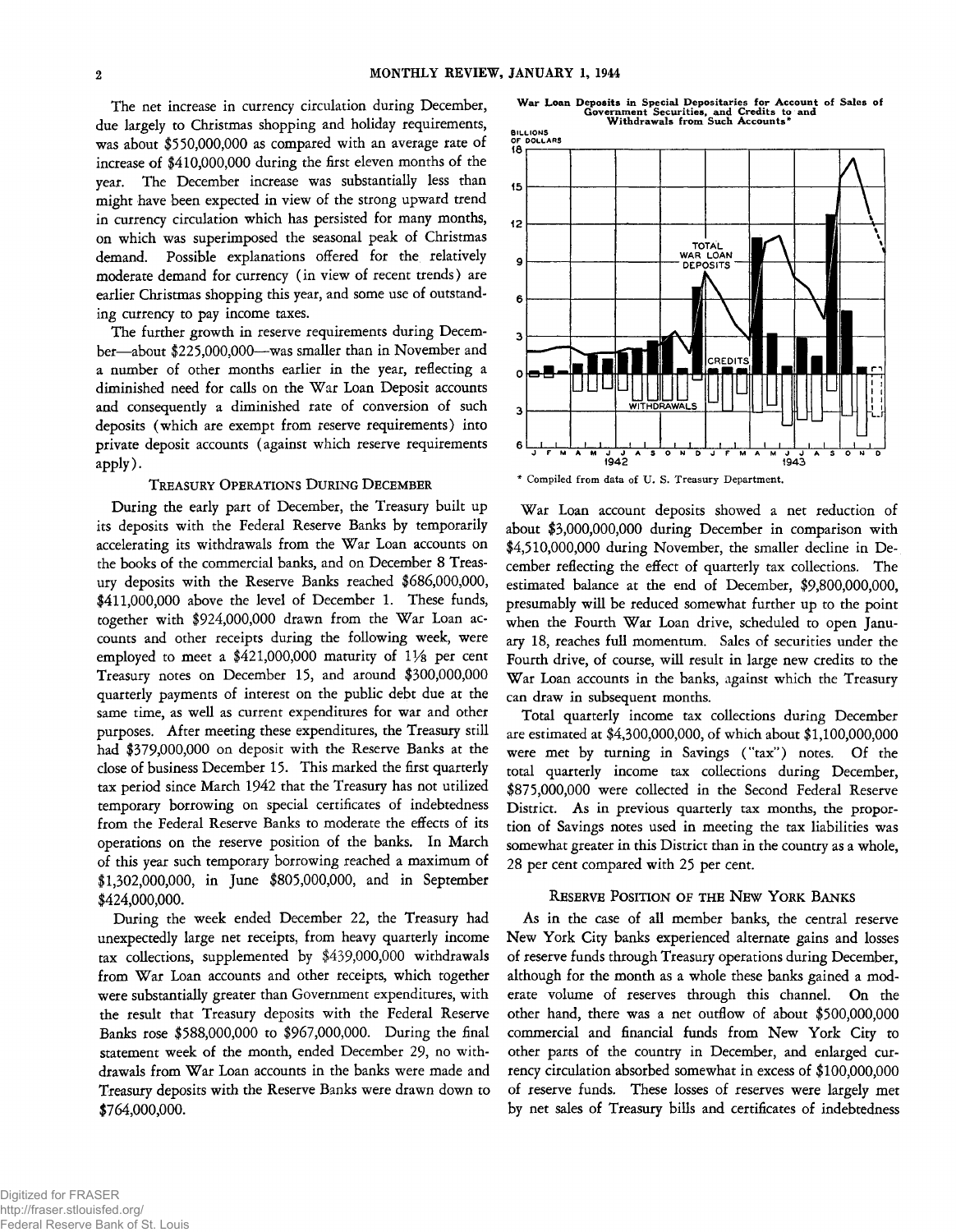The net increase in currency circulation during December, due largely to Christmas shopping and holiday requirements, was about $550,000,000 as compared with an average rate of increase of $410,000,000 during the first eleven months of the year. The December increase was substantially less than might have been expected in view of the strong upward trend in currency circulation which has persisted for many months, on which was superimposed the seasonal peak of Christmas demand. Possible explanations offered for the relatively moderate demand for currency (in view of recent trends) are earlier Christmas shopping this year, and some use of outstanding currency to pay income taxes.

The further growth in reserve requirements during December—about $225,000,000—was smaller than in November and a number of other months earlier in the year, reflecting a diminished need for calls on the War Loan Deposit accounts and consequently a diminished rate of conversion of such deposits (which are exempt from reserve requirements) into private deposit accounts (against which reserve requirements apply).

### Treasury Operations During December

During the early part of December, the Treasury built up its deposits with the Federal Reserve Banks by temporarily accelerating its withdrawals from the War Loan accounts on the books of the commercial banks, and on December 8 Treasury deposits with the Reserve Banks reached $686,000,000, $411,000,000 above the level of December 1. These funds, together with $924,000,000 drawn from the War Loan accounts and other receipts during the following week, were employed to meet a $421,000,000 maturity of 1⅛ per cent Treasury notes on December 15, and around $300,000,000 quarterly payments of interest on the public debt due at the same time, as well as current expenditures for war and other purposes. After meeting these expenditures, the Treasury still had $379,000,000 on deposit with the Reserve Banks at the close of business December 15. This marked the first quarterly tax period since March 1942 that the Treasury has not utilized temporary borrowing on special certificates of indebtedness from the Federal Reserve Banks to moderate the effects of its operations on the reserve position of the banks. In March of this year such temporary borrowing reached a maximum of $1,302,000,000, in June $805,000,000, and in September $424,000,000.

During the week ended December 22, the Treasury had unexpectedly large net receipts, from heavy quarterly income tax collections, supplemented by $439,000,000 withdrawals from War Loan accounts and other receipts, which together were substantially greater than Government expenditures, with the result that Treasury deposits with the Federal Reserve Banks rose $588,000,000 to $967,000,000. During the final statement week of the month, ended December 29, no withdrawals from War Loan accounts in the banks were made and Treasury deposits with the Reserve Banks were drawn down to $764,000,000.

**War Loan Deposits in Special Depositaries for Account of Sales of Government Securities, and Credits to and Withdrawals from Such Accounts***

\* Compiled from data of U. S. Treasury Department.

War Loan account deposits showed a net reduction of about $3,000,000,000 during December in comparison with $4,510,000,000 during November, the smaller decline in December reflecting the effect of quarterly tax collections. The estimated balance at the end of December, $9,800,000,000, presumably will be reduced somewhat further up to the point when the Fourth War Loan drive, scheduled to open January 18, reaches full momentum. Sales of securities under the Fourth drive, of course, will result in large new credits to the War Loan accounts in the banks, against which the Treasury can draw in subsequent months.

Total quarterly income tax collections during December are estimated at $4,300,000,000, of which about $1,100,000,000 were met by turning in Savings ("tax") notes. Of the total quarterly income tax collections during December, $875,000,000 were collected in the Second Federal Reserve District. As in previous quarterly tax months, the proportion of Savings notes used in meeting the tax liabilities was somewhat greater in this District than in the country as a whole, 28 per cent compared with 25 per cent.

### Reserve Position of the New York Banks

As in the case of all member banks, the central reserve New York City banks experienced alternate gains and losses of reserve funds through Treasury operations during December, although for the month as a whole these banks gained a moderate volume of reserves through this channel. On the other hand, there was a net outflow of about $500,000,000 commercial and financial funds from New York City to other parts of the country in December, and enlarged currency circulation absorbed somewhat in excess of $100,000,000 of reserve funds. These losses of reserves were largely met by net sales of Treasury bills and certificates of indebtedness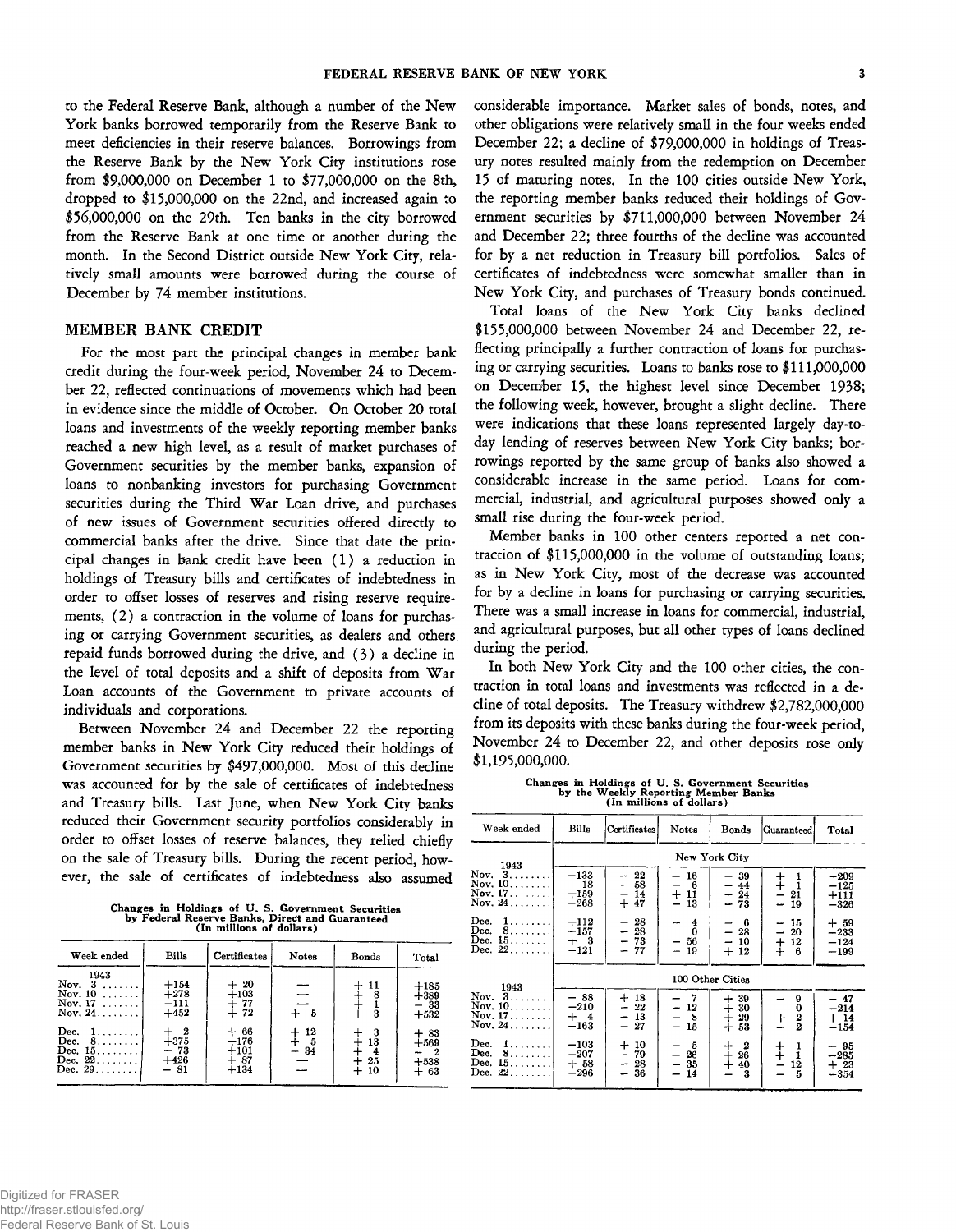to the Federal Reserve Bank, although a number of the New York banks borrowed temporarily from the Reserve Bank to meet deficiencies in their reserve balances. Borrowings from the Reserve Bank by the New York City institutions rose from $9,000,000 on December 1 to $77,000,000 on the 8th, dropped to $15,000,000 on the 22nd, and increased again to $56,000,000 on the 29th. Ten banks in the city borrowed from the Reserve Bank at one time or another during the month. In the Second District outside New York City, relatively small amounts were borrowed during the course of December by 74 member institutions.

## MEMBER BANK CREDIT

For the most part the principal changes in member bank credit during the four-week period, November 24 to December 22, reflected continuations of movements which had been in evidence since the middle of October. On October 20 total loans and investments of the weekly reporting member banks reached a new high level, as a result of market purchases of Government securities by the member banks, expansion of loans to nonbanking investors for purchasing Government securities during the Third War Loan drive, and purchases of new issues of Government securities offered directly to commercial banks after the drive. Since that date the principal changes in bank credit have been (1) a reduction in holdings of Treasury bills and certificates of indebtedness in order to offset losses of reserves and rising reserve requirements, (2) a contraction in the volume of loans for purchasing or carrying Government securities, as dealers and others repaid funds borrowed during the drive, and (3) a decline in the level of total deposits and a shift of deposits from War Loan accounts of the Government to private accounts of individuals and corporations.

Between November 24 and December 22 the reporting member banks in New York City reduced their holdings of Government securities by $497,000,000. Most of this decline was accounted for by the sale of certificates of indebtedness and Treasury bills. Last June, when New York City banks reduced their Government security portfolios considerably in order to offset losses of reserve balances, they relied chiefly on the sale of Treasury bills. During the recent period, however, the sale of certificates of indebtedness also assumed considerable importance. Market sales of bonds, notes, and other obligations were relatively small in the four weeks ended December 22; a decline of $79,000,000 in holdings of Treasury notes resulted mainly from the redemption on December 15 of maturing notes. In the 100 cities outside New York, the reporting member banks reduced their holdings of Government securities by $711,000,000 between November 24 and December 22; three fourths of the decline was accounted for by a net reduction in Treasury bill portfolios. Sales of certificates of indebtedness were somewhat smaller than in New York City, and purchases of Treasury bonds continued.

Total loans of the New York City banks declined $155,000,000 between November 24 and December 22, reflecting principally a further contraction of loans for purchasing or carrying securities. Loans to banks rose to $111,000,000 on December 15, the highest level since December 1938; the following week, however, brought a slight decline. There were indications that these loans represented largely day-to-day lending of reserves between New York City banks; borrowings reported by the same group of banks also showed a considerable increase in the same period. Loans for commercial, industrial, and agricultural purposes showed only a small rise during the four-week period.

Member banks in 100 other centers reported a net contraction of $115,000,000 in the volume of outstanding loans; as in New York City, most of the decrease was accounted for by a decline in loans for purchasing or carrying securities. There was a small increase in loans for commercial, industrial, and agricultural purposes, but all other types of loans declined during the period.

In both New York City and the 100 other cities, the contraction in total loans and investments was reflected in a decline of total deposits. The Treasury withdrew $2,782,000,000 from its deposits with these banks during the four-week period, November 24 to December 22, and other deposits rose only $1,195,000,000.

**Changes in Holdings of U. S. Government Securities by Federal Reserve Banks, Direct and Guaranteed (In millions of dollars)**

| Week ended | Bills | Certificates | Notes | Bonds | Total |
|---|---|---|---|---|---|
| 1943 | | | | | |
| Nov. 3 | +154 | + 20 | — | + 11 | +185 |
| Nov. 10 | +278 | +103 | — | + 8 | +389 |
| Nov. 17 | −111 | + 77 | — | + 1 | − 33 |
| Nov. 24 | +452 | + 72 | + 5 | + 3 | +532 |
| Dec. 1 | + 2 | + 66 | + 12 | + 3 | + 83 |
| Dec. 8 | +375 | +176 | + 5 | + 13 | +569 |
| Dec. 15 | − 73 | +101 | − 34 | + 4 | − 2 |
| Dec. 22 | +426 | + 87 | — | + 25 | +538 |
| Dec. 29 | − 81 | +134 | — | + 10 | + 63 |

**Changes in Holdings of U. S. Government Securities by the Weekly Reporting Member Banks (In millions of dollars)**

| Week ended | Bills | Certificates | Notes | Bonds | Guaranteed | Total |
|---|---|---|---|---|---|---|
| 1943 | | | New York City | | | |
| Nov. 3 | −133 | − 22 | − 16 | − 39 | + 1 | −209 |
| Nov. 10 | − 18 | − 58 | − 6 | − 44 | + 1 | −125 |
| Nov. 17 | +159 | − 14 | + 11 | − 24 | − 21 | +111 |
| Nov. 24 | −268 | + 47 | − 13 | − 73 | − 19 | −326 |
| Dec. 1 | +112 | − 28 | − 4 | − 6 | − 15 | + 59 |
| Dec. 8 | −157 | − 28 | 0 | − 28 | − 20 | −233 |
| Dec. 15 | + 3 | − 73 | − 56 | − 10 | + 12 | −124 |
| Dec. 22 | −121 | − 77 | − 19 | + 12 | + 6 | −199 |
| 1943 | | | 100 Other Cities | | | |
| Nov. 3 | − 88 | + 18 | − 7 | + 39 | − 9 | − 47 |
| Nov. 10 | −210 | − 22 | − 12 | + 30 | 0 | −214 |
| Nov. 17 | + 4 | − 13 | − 8 | + 29 | + 2 | + 14 |
| Nov. 24 | −163 | − 27 | − 15 | + 53 | − 2 | −154 |
| Dec. 1 | −103 | + 10 | − 5 | + 2 | + 1 | − 95 |
| Dec. 8 | −207 | − 79 | − 26 | + 26 | + 1 | −285 |
| Dec. 15 | + 58 | − 28 | − 35 | + 40 | − 12 | + 23 |
| Dec. 22 | −296 | − 36 | − 14 | − 3 | − 5 | −354 |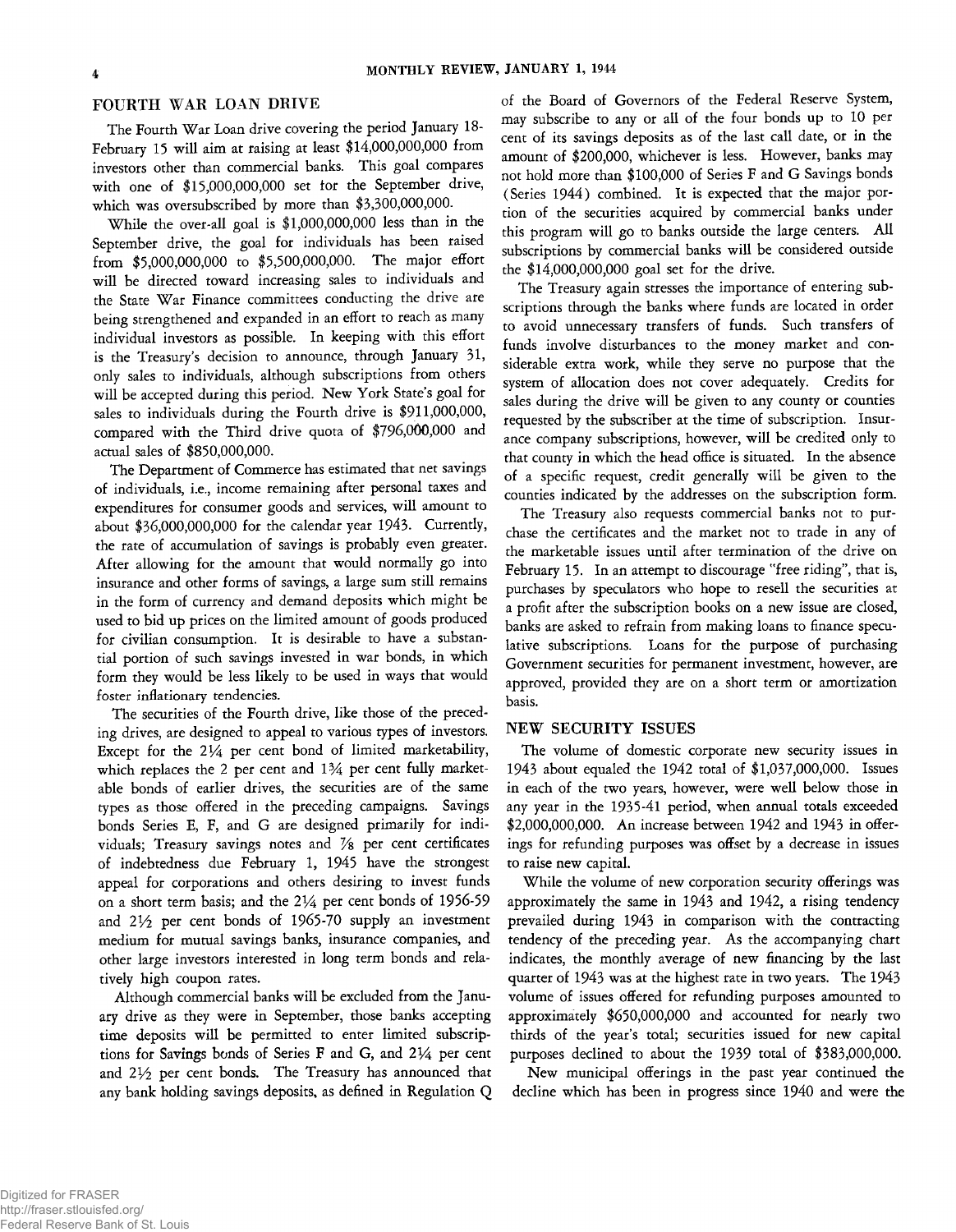## FOURTH WAR LOAN DRIVE

The Fourth War Loan drive covering the period January 18-February 15 will aim at raising at least $14,000,000,000 from investors other than commercial banks. This goal compares with one of $15,000,000,000 set for the September drive, which was oversubscribed by more than $3,300,000,000.

While the over-all goal is $1,000,000,000 less than in the September drive, the goal for individuals has been raised from $5,000,000,000 to $5,500,000,000. The major effort will be directed toward increasing sales to individuals and the State War Finance committees conducting the drive are being strengthened and expanded in an effort to reach as many individual investors as possible. In keeping with this effort is the Treasury's decision to announce, through January 31, only sales to individuals, although subscriptions from others will be accepted during this period. New York State's goal for sales to individuals during the Fourth drive is $911,000,000, compared with the Third drive quota of $796,000,000 and actual sales of $850,000,000.

The Department of Commerce has estimated that net savings of individuals, i.e., income remaining after personal taxes and expenditures for consumer goods and services, will amount to about $36,000,000,000 for the calendar year 1943. Currently, the rate of accumulation of savings is probably even greater. After allowing for the amount that would normally go into insurance and other forms of savings, a large sum still remains in the form of currency and demand deposits which might be used to bid up prices on the limited amount of goods produced for civilian consumption. It is desirable to have a substantial portion of such savings invested in war bonds, in which form they would be less likely to be used in ways that would foster inflationary tendencies.

The securities of the Fourth drive, like those of the preceding drives, are designed to appeal to various types of investors. Except for the 2¼ per cent bond of limited marketability, which replaces the 2 per cent and 1¾ per cent fully marketable bonds of earlier drives, the securities are of the same types as those offered in the preceding campaigns. Savings bonds Series E, F, and G are designed primarily for individuals; Treasury savings notes and ⅞ per cent certificates of indebtedness due February 1, 1945 have the strongest appeal for corporations and others desiring to invest funds on a short term basis; and the 2¼ per cent bonds of 1956-59 and 2½ per cent bonds of 1965-70 supply an investment medium for mutual savings banks, insurance companies, and other large investors interested in long term bonds and relatively high coupon rates.

Although commercial banks will be excluded from the January drive as they were in September, those banks accepting time deposits will be permitted to enter limited subscriptions for Savings bonds of Series F and G, and 2¼ per cent and 2½ per cent bonds. The Treasury has announced that any bank holding savings deposits, as defined in Regulation Q of the Board of Governors of the Federal Reserve System, may subscribe to any or all of the four bonds up to 10 per cent of its savings deposits as of the last call date, or in the amount of $200,000, whichever is less. However, banks may not hold more than $100,000 of Series F and G Savings bonds (Series 1944) combined. It is expected that the major portion of the securities acquired by commercial banks under this program will go to banks outside the large centers. All subscriptions by commercial banks will be considered outside the $14,000,000,000 goal set for the drive.

The Treasury again stresses the importance of entering subscriptions through the banks where funds are located in order to avoid unnecessary transfers of funds. Such transfers of funds involve disturbances to the money market and considerable extra work, while they serve no purpose that the system of allocation does not cover adequately. Credits for sales during the drive will be given to any county or counties requested by the subscriber at the time of subscription. Insurance company subscriptions, however, will be credited only to that county in which the head office is situated. In the absence of a specific request, credit generally will be given to the counties indicated by the addresses on the subscription form.

The Treasury also requests commercial banks not to purchase the certificates and the market not to trade in any of the marketable issues until after termination of the drive on February 15. In an attempt to discourage "free riding", that is, purchases by speculators who hope to resell the securities at a profit after the subscription books on a new issue are closed, banks are asked to refrain from making loans to finance speculative subscriptions. Loans for the purpose of purchasing Government securities for permanent investment, however, are approved, provided they are on a short term or amortization basis.

## NEW SECURITY ISSUES

The volume of domestic corporate new security issues in 1943 about equaled the 1942 total of $1,037,000,000. Issues in each of the two years, however, were well below those in any year in the 1935-41 period, when annual totals exceeded $2,000,000,000. An increase between 1942 and 1943 in offerings for refunding purposes was offset by a decrease in issues to raise new capital.

While the volume of new corporation security offerings was approximately the same in 1943 and 1942, a rising tendency prevailed during 1943 in comparison with the contracting tendency of the preceding year. As the accompanying chart indicates, the monthly average of new financing by the last quarter of 1943 was at the highest rate in two years. The 1943 volume of issues offered for refunding purposes amounted to approximately $650,000,000 and accounted for nearly two thirds of the year's total; securities issued for new capital purposes declined to about the 1939 total of $383,000,000.

New municipal offerings in the past year continued the decline which has been in progress since 1940 and were the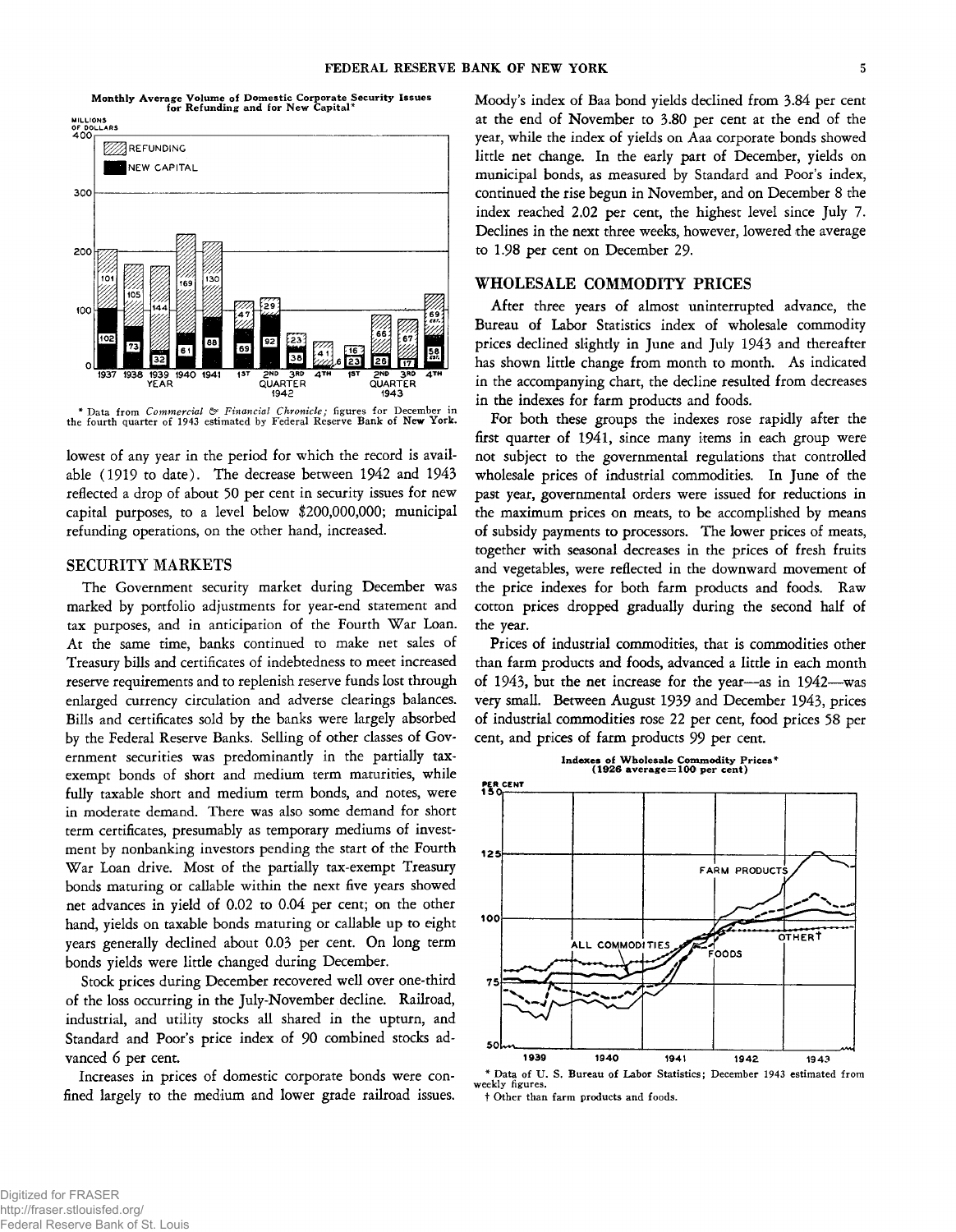Monthly Average Volume of Domestic Corporate Security Issues for Refunding and for New Capital*

* Data from *Commercial & Financial Chronicle;* figures for December in the fourth quarter of 1943 estimated by Federal Reserve Bank of New York.

lowest of any year in the period for which the record is available (1919 to date). The decrease between 1942 and 1943 reflected a drop of about 50 per cent in security issues for new capital purposes, to a level below $200,000,000; municipal refunding operations, on the other hand, increased.

## SECURITY MARKETS

The Government security market during December was marked by portfolio adjustments for year-end statement and tax purposes, and in anticipation of the Fourth War Loan. At the same time, banks continued to make net sales of Treasury bills and certificates of indebtedness to meet increased reserve requirements and to replenish reserve funds lost through enlarged currency circulation and adverse clearings balances. Bills and certificates sold by the banks were largely absorbed by the Federal Reserve Banks. Selling of other classes of Government securities was predominantly in the partially tax-exempt bonds of short and medium term maturities, while fully taxable short and medium term bonds, and notes, were in moderate demand. There was also some demand for short term certificates, presumably as temporary mediums of investment by nonbanking investors pending the start of the Fourth War Loan drive. Most of the partially tax-exempt Treasury bonds maturing or callable within the next five years showed net advances in yield of 0.02 to 0.04 per cent; on the other hand, yields on taxable bonds maturing or callable up to eight years generally declined about 0.03 per cent. On long term bonds yields were little changed during December.

Stock prices during December recovered well over one-third of the loss occurring in the July-November decline. Railroad, industrial, and utility stocks all shared in the upturn, and Standard and Poor's price index of 90 combined stocks advanced 6 per cent.

Increases in prices of domestic corporate bonds were confined largely to the medium and lower grade railroad issues. Moody's index of Baa bond yields declined from 3.84 per cent at the end of November to 3.80 per cent at the end of the year, while the index of yields on Aaa corporate bonds showed little net change. In the early part of December, yields on municipal bonds, as measured by Standard and Poor's index, continued the rise begun in November, and on December 8 the index reached 2.02 per cent, the highest level since July 7. Declines in the next three weeks, however, lowered the average to 1.98 per cent on December 29.

## WHOLESALE COMMODITY PRICES

After three years of almost uninterrupted advance, the Bureau of Labor Statistics index of wholesale commodity prices declined slightly in June and July 1943 and thereafter has shown little change from month to month. As indicated in the accompanying chart, the decline resulted from decreases in the indexes for farm products and foods.

For both these groups the indexes rose rapidly after the first quarter of 1941, since many items in each group were not subject to the governmental regulations that controlled wholesale prices of industrial commodities. In June of the past year, governmental orders were issued for reductions in the maximum prices on meats, to be accomplished by means of subsidy payments to processors. The lower prices of meats, together with seasonal decreases in the prices of fresh fruits and vegetables, were reflected in the downward movement of the price indexes for both farm products and foods. Raw cotton prices dropped gradually during the second half of the year.

Prices of industrial commodities, that is commodities other than farm products and foods, advanced a little in each month of 1943, but the net increase for the year—as in 1942—was very small. Between August 1939 and December 1943, prices of industrial commodities rose 22 per cent, food prices 58 per cent, and prices of farm products 99 per cent.

Indexes of Wholesale Commodity Prices* (1926 average=100 per cent)

* Data of U. S. Bureau of Labor Statistics; December 1943 estimated from weekly figures.

† Other than farm products and foods.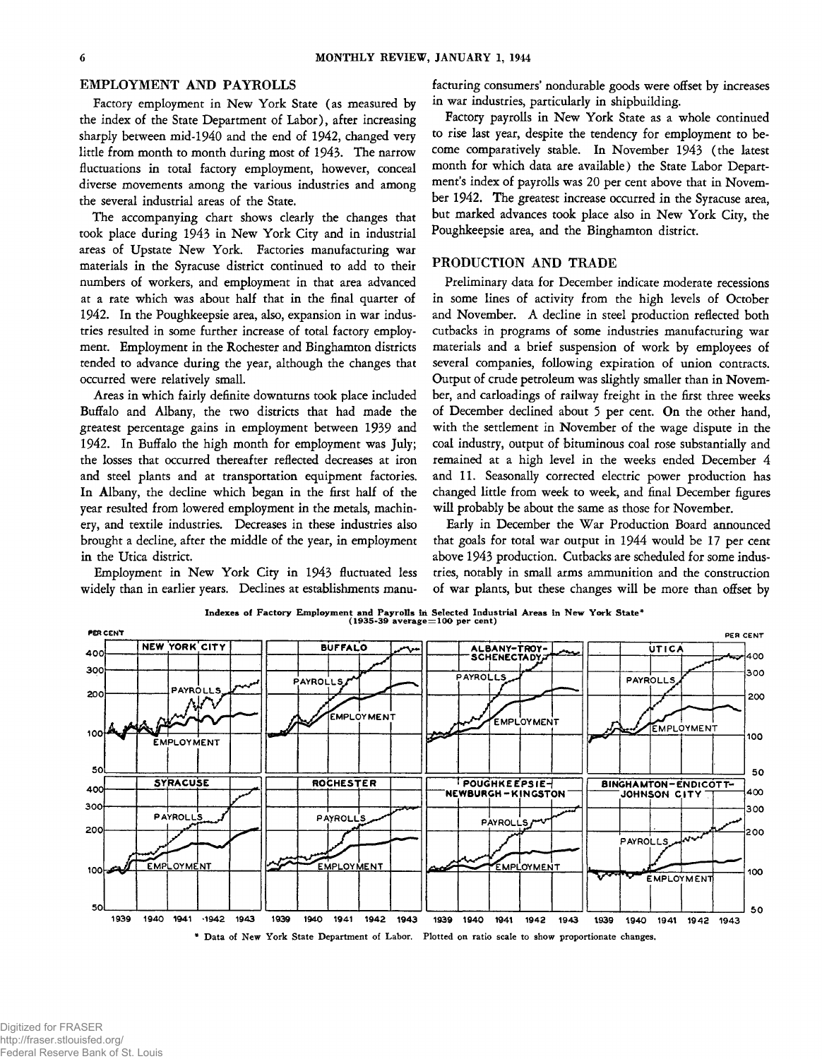## EMPLOYMENT AND PAYROLLS

Factory employment in New York State (as measured by the index of the State Department of Labor), after increasing sharply between mid-1940 and the end of 1942, changed very little from month to month during most of 1943. The narrow fluctuations in total factory employment, however, conceal diverse movements among the various industries and among the several industrial areas of the State.

The accompanying chart shows clearly the changes that took place during 1943 in New York City and in industrial areas of Upstate New York. Factories manufacturing war materials in the Syracuse district continued to add to their numbers of workers, and employment in that area advanced at a rate which was about half that in the final quarter of 1942. In the Poughkeepsie area, also, expansion in war industries resulted in some further increase of total factory employment. Employment in the Rochester and Binghamton districts tended to advance during the year, although the changes that occurred were relatively small.

Areas in which fairly definite downturns took place included Buffalo and Albany, the two districts that had made the greatest percentage gains in employment between 1939 and 1942. In Buffalo the high month for employment was July; the losses that occurred thereafter reflected decreases at iron and steel plants and at transportation equipment factories. In Albany, the decline which began in the first half of the year resulted from lowered employment in the metals, machinery, and textile industries. Decreases in these industries also brought a decline, after the middle of the year, in employment in the Utica district.

Employment in New York City in 1943 fluctuated less widely than in earlier years. Declines at establishments manufacturing consumers' nondurable goods were offset by increases in war industries, particularly in shipbuilding.

Factory payrolls in New York State as a whole continued to rise last year, despite the tendency for employment to become comparatively stable. In November 1943 (the latest month for which data are available) the State Labor Department's index of payrolls was 20 per cent above that in November 1942. The greatest increase occurred in the Syracuse area, but marked advances took place also in New York City, the Poughkeepsie area, and the Binghamton district.

## PRODUCTION AND TRADE

Preliminary data for December indicate moderate recessions in some lines of activity from the high levels of October and November. A decline in steel production reflected both cutbacks in programs of some industries manufacturing war materials and a brief suspension of work by employees of several companies, following expiration of union contracts. Output of crude petroleum was slightly smaller than in November, and carloadings of railway freight in the first three weeks of December declined about 5 per cent. On the other hand, with the settlement in November of the wage dispute in the coal industry, output of bituminous coal rose substantially and remained at a high level in the weeks ended December 4 and 11. Seasonally corrected electric power production has changed little from week to week, and final December figures will probably be about the same as those for November.

Early in December the War Production Board announced that goals for total war output in 1944 would be 17 per cent above 1943 production. Cutbacks are scheduled for some industries, notably in small arms ammunition and the construction of war plants, but these changes will be more than offset by

**Indexes of Factory Employment and Payrolls in Selected Industrial Areas in New York State\***
**(1935-39 average=100 per cent)**

\* Data of New York State Department of Labor. Plotted on ratio scale to show proportionate changes.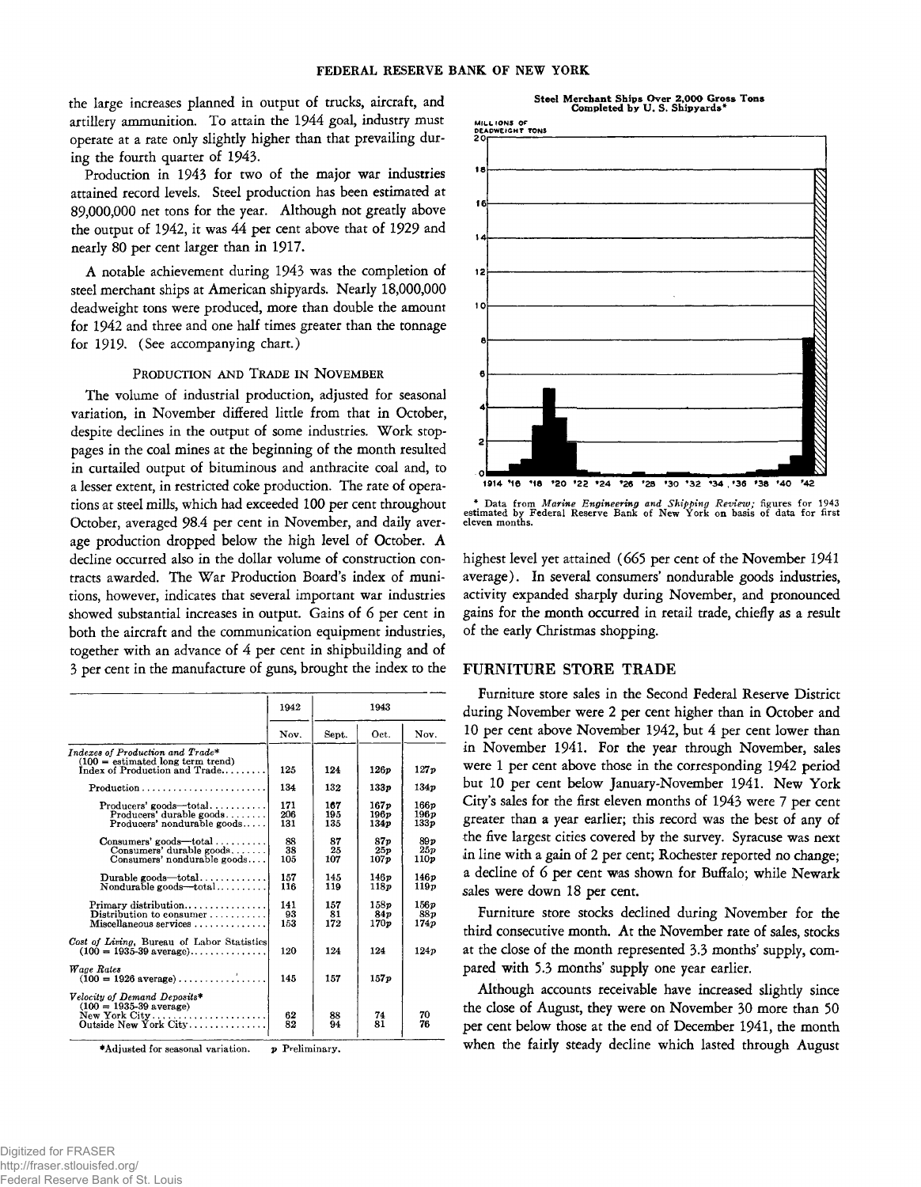the large increases planned in output of trucks, aircraft, and artillery ammunition. To attain the 1944 goal, industry must operate at a rate only slightly higher than that prevailing during the fourth quarter of 1943.

Production in 1943 for two of the major war industries attained record levels. Steel production has been estimated at 89,000,000 net tons for the year. Although not greatly above the output of 1942, it was 44 per cent above that of 1929 and nearly 80 per cent larger than in 1917.

A notable achievement during 1943 was the completion of steel merchant ships at American shipyards. Nearly 18,000,000 deadweight tons were produced, more than double the amount for 1942 and three and one half times greater than the tonnage for 1919. (See accompanying chart.)

### Production and Trade in November

The volume of industrial production, adjusted for seasonal variation, in November differed little from that in October, despite declines in the output of some industries. Work stoppages in the coal mines at the beginning of the month resulted in curtailed output of bituminous and anthracite coal and, to a lesser extent, in restricted coke production. The rate of operations at steel mills, which had exceeded 100 per cent throughout October, averaged 98.4 per cent in November, and daily average production dropped below the high level of October. A decline occurred also in the dollar volume of construction contracts awarded. The War Production Board's index of munitions, however, indicates that several important war industries showed substantial increases in output. Gains of 6 per cent in both the aircraft and the communication equipment industries, together with an advance of 4 per cent in shipbuilding and of 3 per cent in the manufacture of guns, brought the index to the highest level yet attained (665 per cent of the November 1941 average). In several consumers' nondurable goods industries, activity expanded sharply during November, and pronounced gains for the month occurred in retail trade, chiefly as a result of the early Christmas shopping.

| | 1942 | 1943 | | |
|---|---|---|---|---|
| | Nov. | Sept. | Oct. | Nov. |
| *Indexes of Production and Trade** (100 = estimated long term trend) | | | | |
| Index of Production and Trade | 125 | 124 | 126p | 127p |
| Production | 134 | 132 | 133p | 134p |
| Producers' goods—total | 171 | 167 | 167p | 166p |
| Producers' durable goods | 206 | 195 | 196p | 196p |
| Producers' nondurable goods | 131 | 135 | 134p | 133p |
| Consumers' goods—total | 88 | 87 | 87p | 89p |
| Consumers' durable goods | 38 | 25 | 25p | 25p |
| Consumers' nondurable goods | 105 | 107 | 107p | 110p |
| Durable goods—total | 157 | 145 | 146p | 146p |
| Nondurable goods—total | 116 | 119 | 118p | 119p |
| Primary distribution | 141 | 157 | 158p | 156p |
| Distribution to consumer | 93 | 81 | 84p | 88p |
| Miscellaneous services | 153 | 172 | 170p | 174p |
| *Cost of Living,* Bureau of Labor Statistics (100 = 1935-39 average) | 120 | 124 | 124 | 124p |
| *Wage Rates* (100 = 1926 average) | 145 | 157 | 157p | |
| *Velocity of Demand Deposits** (100 = 1935-39 average) | | | | |
| New York City | 62 | 88 | 74 | 70 |
| Outside New York City | 82 | 94 | 81 | 76 |

*Adjusted for seasonal variation. p Preliminary.

**Steel Merchant Ships Over 2,000 Gross Tons Completed by U. S. Shipyards***

\* Data from *Marine Engineering and Shipping Review;* figures for 1943 estimated by Federal Reserve Bank of New York on basis of data for first eleven months.

## FURNITURE STORE TRADE

Furniture store sales in the Second Federal Reserve District during November were 2 per cent higher than in October and 10 per cent above November 1942, but 4 per cent lower than in November 1941. For the year through November, sales were 1 per cent above those in the corresponding 1942 period but 10 per cent below January-November 1941. New York City's sales for the first eleven months of 1943 were 7 per cent greater than a year earlier; this record was the best of any of the five largest cities covered by the survey. Syracuse was next in line with a gain of 2 per cent; Rochester reported no change; a decline of 6 per cent was shown for Buffalo; while Newark sales were down 18 per cent.

Furniture store stocks declined during November for the third consecutive month. At the November rate of sales, stocks at the close of the month represented 3.3 months' supply, compared with 5.3 months' supply one year earlier.

Although accounts receivable have increased slightly since the close of August, they were on November 30 more than 50 per cent below those at the end of December 1941, the month when the fairly steady decline which lasted through August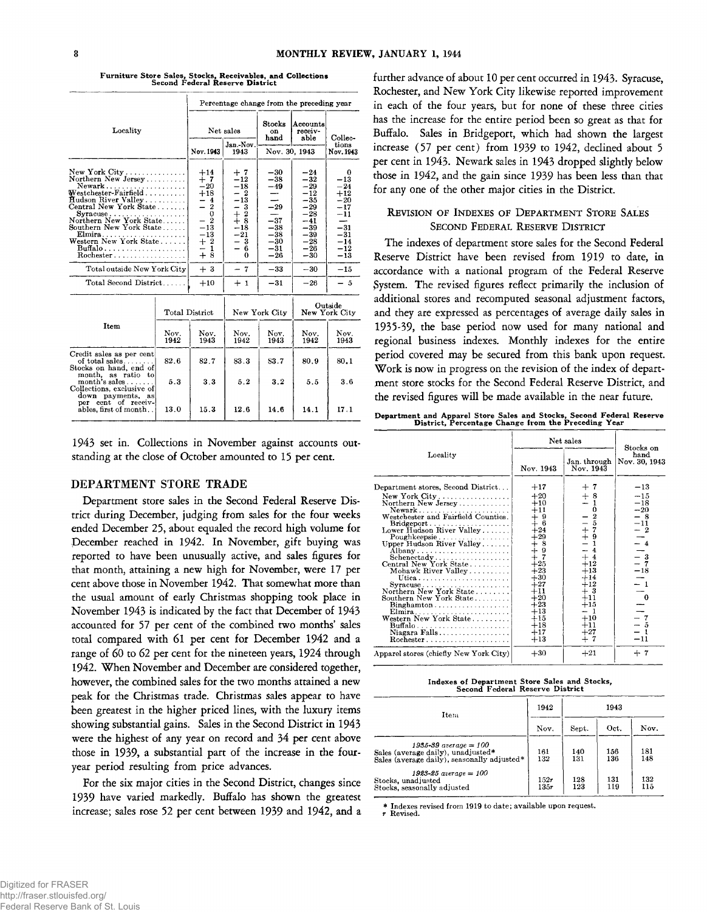**Furniture Store Sales, Stocks, Receivables, and Collections Second Federal Reserve District**

| Locality | Net sales | | Stocks on hand | Accounts receivable | Collections |
|---|---|---|---|---|---|
| | Percentage change from the preceding year | | | | |
| | Nov. 1943 | Jan.-Nov. 1943 | Nov. 30, 1943 | Nov. 30, 1943 | Nov. 1943 |
| New York City | +14 | + 7 | −30 | −24 | 0 |
| Northern New Jersey | + 7 | −12 | −38 | −32 | −13 |
| Newark | −20 | −18 | −49 | −29 | −24 |
| Westchester-Fairfield | +18 | − 2 | — | −12 | +12 |
| Hudson River Valley | − 4 | −13 | — | −35 | −20 |
| Central New York State | − 2 | − 3 | −29 | −29 | −17 |
| Syracuse | 0 | + 2 | — | −28 | −11 |
| Northern New York State | − 2 | + 8 | −37 | −41 | — |
| Southern New York State | −13 | −18 | −38 | −39 | −31 |
| Elmira | −13 | −21 | −38 | −39 | −31 |
| Western New York State | + 2 | − 3 | −30 | −28 | −14 |
| Buffalo | − 1 | − 6 | −31 | −26 | −12 |
| Rochester | + 8 | 0 | −26 | −30 | −13 |
| Total outside New York City | + 3 | − 7 | −33 | −30 | −15 |
| Total Second District | +10 | + 1 | −31 | −26 | − 5 |

| Item | Total District | | New York City | | Outside New York City | |
|---|---|---|---|---|---|---|
| | Nov. 1942 | Nov. 1943 | Nov. 1942 | Nov. 1943 | Nov. 1942 | Nov. 1943 |
| Credit sales as per cent of total sales | 82.6 | 82.7 | 83.3 | 83.7 | 80.9 | 80.1 |
| Stocks on hand, end of month, as ratio to month's sales | 5.3 | 3.3 | 5.2 | 3.2 | 5.5 | 3.6 |
| Collections, exclusive of down payments, as per cent of receivables, first of month | 13.0 | 15.3 | 12.6 | 14.6 | 14.1 | 17.1 |

1943 set in. Collections in November against accounts outstanding at the close of October amounted to 15 per cent.

## DEPARTMENT STORE TRADE

Department store sales in the Second Federal Reserve District during December, judging from sales for the four weeks ended December 25, about equaled the record high volume for December reached in 1942. In November, gift buying was reported to have been unusually active, and sales figures for that month, attaining a new high for November, were 17 per cent above those in November 1942. That somewhat more than the usual amount of early Christmas shopping took place in November 1943 is indicated by the fact that December of 1943 accounted for 57 per cent of the combined two months' sales total compared with 61 per cent for December 1942 and a range of 60 to 62 per cent for the nineteen years, 1924 through 1942. When November and December are considered together, however, the combined sales for the two months attained a new peak for the Christmas trade. Christmas sales appear to have been greatest in the higher priced lines, with the luxury items showing substantial gains. Sales in the Second District in 1943 were the highest of any year on record and 34 per cent above those in 1939, a substantial part of the increase in the four-year period resulting from price advances.

For the six major cities in the Second District, changes since 1939 have varied markedly. Buffalo has shown the greatest increase; sales rose 52 per cent between 1939 and 1942, and a further advance of about 10 per cent occurred in 1943. Syracuse, Rochester, and New York City likewise reported improvement in each of the four years, but for none of these three cities has the increase for the entire period been so great as that for Buffalo. Sales in Bridgeport, which had shown the largest increase (57 per cent) from 1939 to 1942, declined about 5 per cent in 1943. Newark sales in 1943 dropped slightly below those in 1942, and the gain since 1939 has been less than that for any one of the other major cities in the District.

### Revision of Indexes of Department Store Sales Second Federal Reserve District

The indexes of department store sales for the Second Federal Reserve District have been revised from 1919 to date, in accordance with a national program of the Federal Reserve System. The revised figures reflect primarily the inclusion of additional stores and recomputed seasonal adjustment factors, and they are expressed as percentages of average daily sales in 1935-39, the base period now used for many national and regional business indexes. Monthly indexes for the entire period covered may be secured from this bank upon request. Work is now in progress on the revision of the index of department store stocks for the Second Federal Reserve District, and the revised figures will be made available in the near future.

**Department and Apparel Store Sales and Stocks, Second Federal Reserve District, Percentage Change from the Preceding Year**

| Locality | Net sales | | Stocks on hand Nov. 30, 1943 |
|---|---|---|---|
| | Nov. 1943 | Jan. through Nov. 1943 | |
| Department stores, Second District | +17 | + 7 | −13 |
| New York City | +20 | + 8 | −15 |
| Northern New Jersey | +10 | − 1 | −18 |
| Newark | +11 | 0 | −20 |
| Westchester and Fairfield Counties | + 9 | − 2 | − 8 |
| Bridgeport | + 6 | − 5 | −11 |
| Lower Hudson River Valley | +24 | + 7 | − 2 |
| Poughkeepsie | +29 | + 9 | — |
| Upper Hudson River Valley | + 8 | − 1 | − 4 |
| Albany | + 9 | − 4 | — |
| Schenectady | + 7 | + 4 | − 3 |
| Central New York State | +25 | +12 | − 7 |
| Mohawk River Valley | +23 | +13 | −18 |
| Utica | +30 | +14 | — |
| Syracuse | +27 | +12 | − 1 |
| Northern New York State | +11 | + 3 | — |
| Southern New York State | +20 | +11 | 0 |
| Binghamton | +23 | +15 | — |
| Elmira | +13 | − 1 | −20 |
| Western New York State | +15 | +10 | − 7 |
| Buffalo | +18 | +11 | − 5 |
| Niagara Falls | +17 | +27 | − 1 |
| Rochester | +13 | + 7 | −11 |
| Apparel stores (chiefly New York City) | +30 | +21 | + 7 |

**Indexes of Department Store Sales and Stocks, Second Federal Reserve District**

| Item | 1942 | 1943 | | |
|---|---|---|---|---|
| | Nov. | Sept. | Oct. | Nov. |
| *1935-39 average = 100* | | | | |
| Sales (average daily), unadjusted* | 161 | 140 | 156 | 181 |
| Sales (average daily), seasonally adjusted* | 132 | 131 | 136 | 148 |
| *1923-25 average = 100* | | | | |
| Stocks, unadjusted | 152r | 128 | 131 | 132 |
| Stocks, seasonally adjusted | 135r | 123 | 119 | 115 |

\* Indexes revised from 1919 to date; available upon request.
r Revised.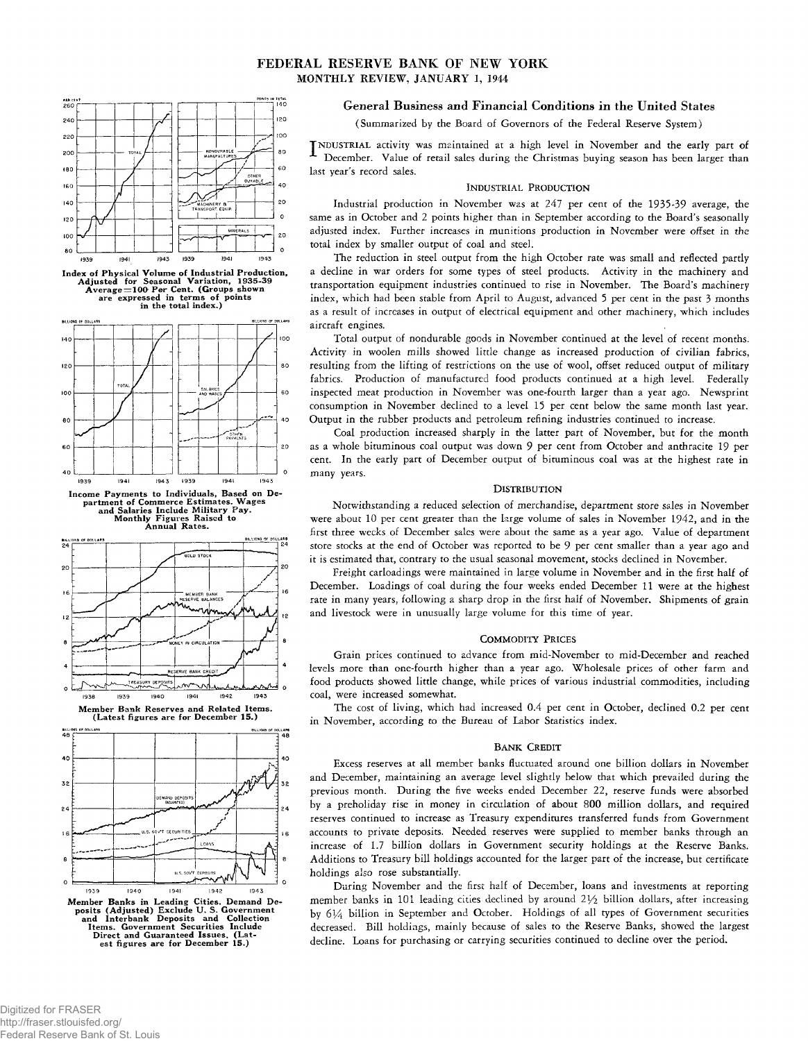# FEDERAL RESERVE BANK OF NEW YORK
MONTHLY REVIEW, JANUARY 1, 1944

PER CENT
260
240
220
200
180
160
140
120
100
80
TOTAL
1939 1941 1943

POINTS IN TOTAL
140
120
100
80
60
40
20
0
NONDURABLE MANUFACTURES
OTHER DURABLE
MACHINERY & TRANSPORT EQUIP.
MINERALS
20
0
1939 1941 1943

**Index of Physical Volume of Industrial Production, Adjusted for Seasonal Variation, 1935-39 Average=100 Per Cent. (Groups shown are expressed in terms of points in the total index.)**

BILLIONS OF DOLLARS
140
120
100
80
60
40
TOTAL
1939 1941 1943

BILLIONS OF DOLLARS
100
80
60
40
20
0
SALARIES AND WAGES
OTHER PAYMENTS
1939 1941 1943

**Income Payments to Individuals, Based on Department of Commerce Estimates. Wages and Salaries Include Military Pay. Monthly Figures Raised to Annual Rates.**

BILLIONS OF DOLLARS
24
20
16
12
8
4
0
GOLD STOCK
MEMBER BANK RESERVE BALANCES
MONEY IN CIRCULATION
RESERVE BANK CREDIT
TREASURY DEPOSITS
1938 1939 1940 1941 1942 1943
BILLIONS OF DOLLARS
24
20
16
12
8
4
0

**Member Bank Reserves and Related Items. (Latest figures are for December 15.)**

BILLIONS OF DOLLARS
48
40
32
24
16
8
0
DEMAND DEPOSITS (ADJUSTED)
U.S. GOV'T SECURITIES
LOANS
U.S. GOV'T DEPOSITS
1939 1940 1941 1942 1943
BILLIONS OF DOLLARS
48
40
32
24
16
8
0

**Member Banks in Leading Cities. Demand Deposits (Adjusted) Exclude U. S. Government and Interbank Deposits and Collection Items. Government Securities Include Direct and Guaranteed Issues. (Latest figures are for December 15.)**

## General Business and Financial Conditions in the United States

(Summarized by the Board of Governors of the Federal Reserve System)

INDUSTRIAL activity was maintained at a high level in November and the early part of December. Value of retail sales during the Christmas buying season has been larger than last year's record sales.

### INDUSTRIAL PRODUCTION

Industrial production in November was at 247 per cent of the 1935-39 average, the same as in October and 2 points higher than in September according to the Board's seasonally adjusted index. Further increases in munitions production in November were offset in the total index by smaller output of coal and steel.

The reduction in steel output from the high October rate was small and reflected partly a decline in war orders for some types of steel products. Activity in the machinery and transportation equipment industries continued to rise in November. The Board's machinery index, which had been stable from April to August, advanced 5 per cent in the past 3 months as a result of increases in output of electrical equipment and other machinery, which includes aircraft engines.

Total output of nondurable goods in November continued at the level of recent months. Activity in woolen mills showed little change as increased production of civilian fabrics, resulting from the lifting of restrictions on the use of wool, offset reduced output of military fabrics. Production of manufactured food products continued at a high level. Federally inspected meat production in November was one-fourth larger than a year ago. Newsprint consumption in November declined to a level 15 per cent below the same month last year. Output in the rubber products and petroleum refining industries continued to increase.

Coal production increased sharply in the latter part of November, but for the month as a whole bituminous coal output was down 9 per cent from October and anthracite 19 per cent. In the early part of December output of bituminous coal was at the highest rate in many years.

### DISTRIBUTION

Notwithstanding a reduced selection of merchandise, department store sales in November were about 10 per cent greater than the large volume of sales in November 1942, and in the first three weeks of December sales were about the same as a year ago. Value of department store stocks at the end of October was reported to be 9 per cent smaller than a year ago and it is estimated that, contrary to the usual seasonal movement, stocks declined in November.

Freight carloadings were maintained in large volume in November and in the first half of December. Loadings of coal during the four weeks ended December 11 were at the highest rate in many years, following a sharp drop in the first half of November. Shipments of grain and livestock were in unusually large volume for this time of year.

### COMMODITY PRICES

Grain prices continued to advance from mid-November to mid-December and reached levels more than one-fourth higher than a year ago. Wholesale prices of other farm and food products showed little change, while prices of various industrial commodities, including coal, were increased somewhat.

The cost of living, which had increased 0.4 per cent in October, declined 0.2 per cent in November, according to the Bureau of Labor Statistics index.

### BANK CREDIT

Excess reserves at all member banks fluctuated around one billion dollars in November and December, maintaining an average level slightly below that which prevailed during the previous month. During the five weeks ended December 22, reserve funds were absorbed by a preholiday rise in money in circulation of about 800 million dollars, and required reserves continued to increase as Treasury expenditures transferred funds from Government accounts to private deposits. Needed reserves were supplied to member banks through an increase of 1.7 billion dollars in Government security holdings at the Reserve Banks. Additions to Treasury bill holdings accounted for the larger part of the increase, but certificate holdings also rose substantially.

During November and the first half of December, loans and investments at reporting member banks in 101 leading cities declined by around 2½ billion dollars, after increasing by 6¼ billion in September and October. Holdings of all types of Government securities decreased. Bill holdings, mainly because of sales to the Reserve Banks, showed the largest decline. Loans for purchasing or carrying securities continued to decline over the period.